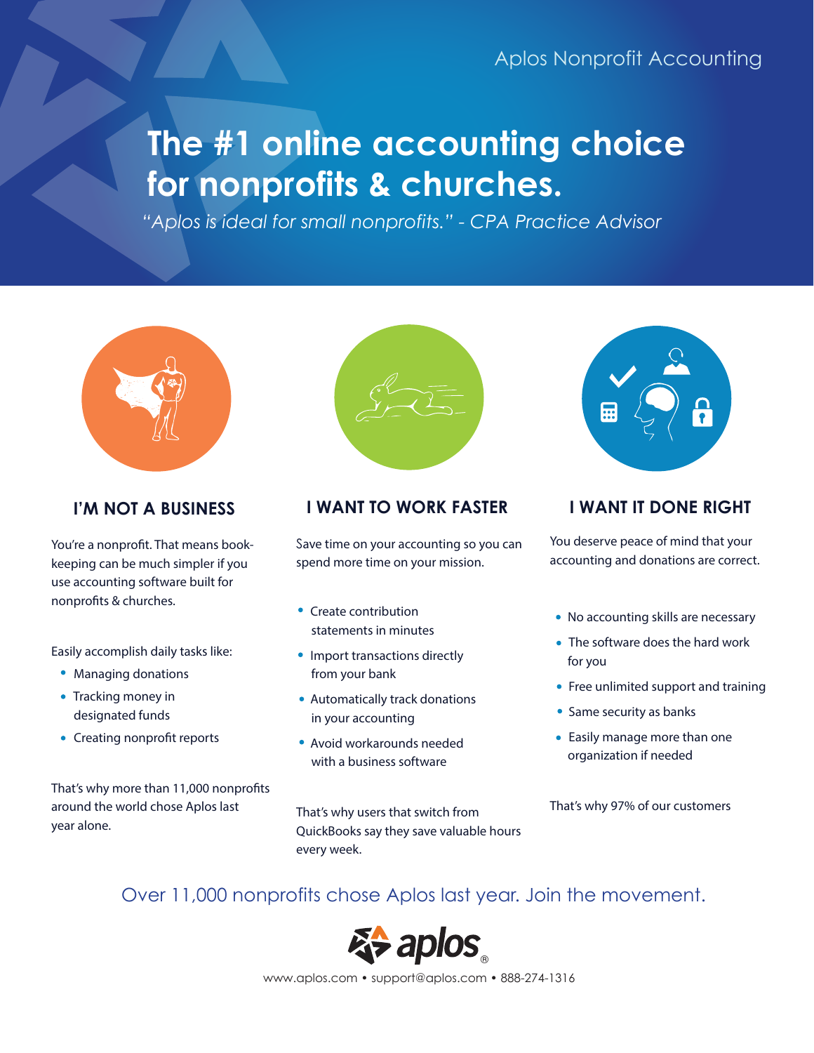Aplos Nonprofit Accounting

# The #1 online accounting choice for nonprofits & churches.

*"Aplos is ideal for small nonprofits." - CPA Practice Advisor*

## I'M NOT A BUSINESS

You're a nonprofit. That means bookkeeping can be much simpler if you use accounting software built for nonprofits & churches.

Easily accomplish daily tasks like:

- Managing donations
- Tracking money in designated funds
- Creating nonprofit reports

That's why more than 11,000 nonprofits around the world chose Aplos last year alone.

## I WANT TO WORK FASTER

Save time on your accounting so you can spend more time on your mission.

- Create contribution statements in minutes
- Import transactions directly from your bank
- Automatically track donations in your accounting
- Avoid workarounds needed with a business software

That's why users that switch from QuickBooks say they save valuable hours every week.

## I WANT IT DONE RIGHT

You deserve peace of mind that your accounting and donations are correct.

- No accounting skills are necessary
- The software does the hard work for you
- Free unlimited support and training
- Same security as banks
- Easily manage more than one organization if needed

That's why 97% of our customers

Over 11,000 nonprofits chose Aplos last year. Join the movement.

aplos®

www.aplos.com • support@aplos.com • 888-274-1316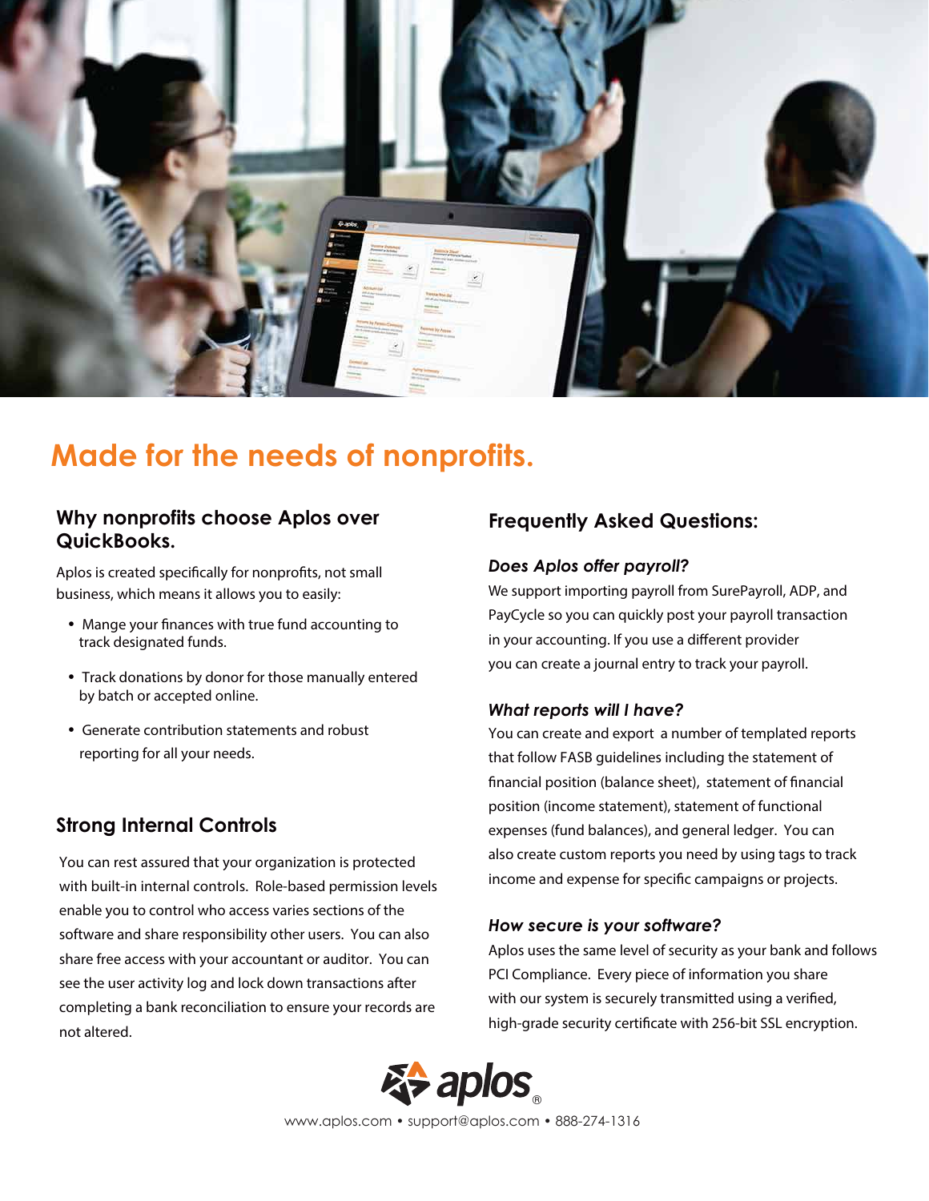# Made for the needs of nonprofits.

## Why nonprofits choose Aplos over QuickBooks.

Aplos is created specifically for nonprofits, not small business, which means it allows you to easily:

- Mange your finances with true fund accounting to track designated funds.
- Track donations by donor for those manually entered by batch or accepted online.
- Generate contribution statements and robust reporting for all your needs.

## Strong Internal Controls

You can rest assured that your organization is protected with built-in internal controls. Role-based permission levels enable you to control who access varies sections of the software and share responsibility other users. You can also share free access with your accountant or auditor. You can see the user activity log and lock down transactions after completing a bank reconciliation to ensure your records are not altered.

## Frequently Asked Questions:

### *Does Aplos offer payroll?*

We support importing payroll from SurePayroll, ADP, and PayCycle so you can quickly post your payroll transaction in your accounting. If you use a different provider you can create a journal entry to track your payroll.

### *What reports will I have?*

You can create and export a number of templated reports that follow FASB guidelines including the statement of financial position (balance sheet), statement of financial position (income statement), statement of functional expenses (fund balances), and general ledger. You can also create custom reports you need by using tags to track income and expense for specific campaigns or projects.

### *How secure is your software?*

Aplos uses the same level of security as your bank and follows PCI Compliance. Every piece of information you share with our system is securely transmitted using a verified, high-grade security certificate with 256-bit SSL encryption.

aplos®

www.aplos.com • support@aplos.com • 888-274-1316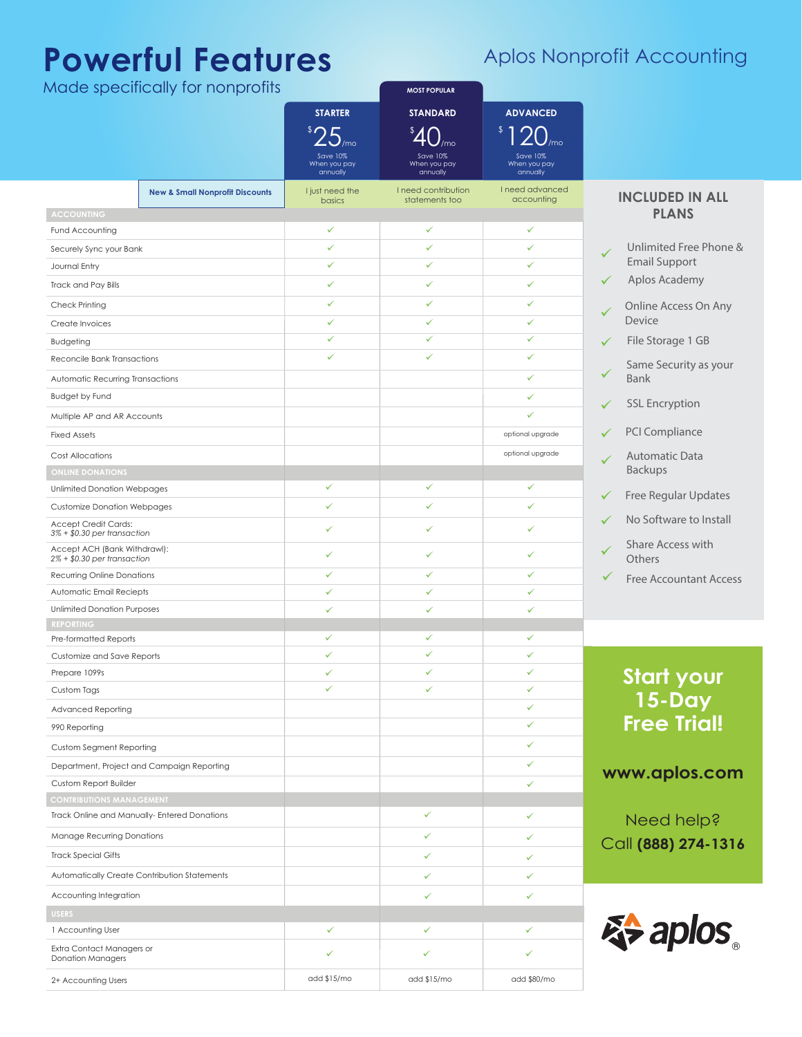# Powerful Features

Made specifically for nonprofits

## Aplos Nonprofit Accounting

| | STARTER | MOST POPULAR STANDARD | ADVANCED |
|---|---|---|---|
| | \$25/mo Save 10% When you pay annually | \$40/mo Save 10% When you pay annually | \$120/mo Save 10% When you pay annually |
| **New & Small Nonprofit Discounts** | I just need the basics | I need contribution statements too | I need advanced accounting |
| **ACCOUNTING** | | | |
| Fund Accounting | ✓ | ✓ | ✓ |
| Securely Sync your Bank | ✓ | ✓ | ✓ |
| Journal Entry | ✓ | ✓ | ✓ |
| Track and Pay Bills | ✓ | ✓ | ✓ |
| Check Printing | ✓ | ✓ | ✓ |
| Create Invoices | ✓ | ✓ | ✓ |
| Budgeting | ✓ | ✓ | ✓ |
| Reconcile Bank Transactions | ✓ | ✓ | ✓ |
| Automatic Recurring Transactions | | | ✓ |
| Budget by Fund | | | ✓ |
| Multiple AP and AR Accounts | | | ✓ |
| Fixed Assets | | | optional upgrade |
| Cost Allocations | | | optional upgrade |
| **ONLINE DONATIONS** | | | |
| Unlimited Donation Webpages | ✓ | ✓ | ✓ |
| Customize Donation Webpages | ✓ | ✓ | ✓ |
| Accept Credit Cards: *3% + \$0.30 per transaction* | ✓ | ✓ | ✓ |
| Accept ACH (Bank Withdrawl): *2% + \$0.30 per transaction* | ✓ | ✓ | ✓ |
| Recurring Online Donations | ✓ | ✓ | ✓ |
| Automatic Email Reciepts | ✓ | ✓ | ✓ |
| Unlimited Donation Purposes | ✓ | ✓ | ✓ |
| **REPORTING** | | | |
| Pre-formatted Reports | ✓ | ✓ | ✓ |
| Customize and Save Reports | ✓ | ✓ | ✓ |
| Prepare 1099s | ✓ | ✓ | ✓ |
| Custom Tags | ✓ | ✓ | ✓ |
| Advanced Reporting | | | ✓ |
| 990 Reporting | | | ✓ |
| Custom Segment Reporting | | | ✓ |
| Department, Project and Campaign Reporting | | | ✓ |
| Custom Report Builder | | | ✓ |
| **CONTRIBUTIONS MANAGEMENT** | | | |
| Track Online and Manually- Entered Donations | | ✓ | ✓ |
| Manage Recurring Donations | | ✓ | ✓ |
| Track Special Gifts | | ✓ | ✓ |
| Automatically Create Contribution Statements | | ✓ | ✓ |
| Accounting Integration | | ✓ | ✓ |
| **USERS** | | | |
| 1 Accounting User | ✓ | ✓ | ✓ |
| Extra Contact Managers or Donation Managers | ✓ | ✓ | ✓ |
| 2+ Accounting Users | add \$15/mo | add \$15/mo | add \$80/mo |

## INCLUDED IN ALL PLANS

- ✓ Unlimited Free Phone & Email Support
- ✓ Aplos Academy
- ✓ Online Access On Any Device
- ✓ File Storage 1 GB
- ✓ Same Security as your Bank
- ✓ SSL Encryption
- ✓ PCI Compliance
- ✓ Automatic Data Backups
- ✓ Free Regular Updates
- ✓ No Software to Install
- ✓ Share Access with Others
- ✓ Free Accountant Access

## Start your 15-Day Free Trial!

**www.aplos.com**

Need help?
Call **(888) 274-1316**

aplos®